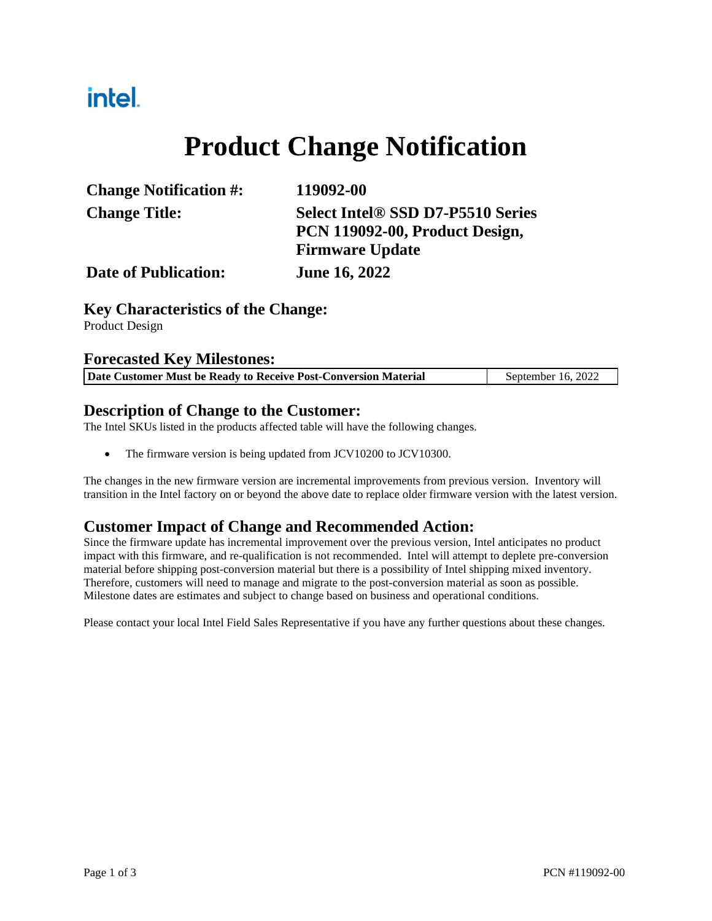intel.

# Product Change Notification

| | |
|---|---|
| **Change Notification #:** | **119092-00** |
| **Change Title:** | **Select Intel® SSD D7-P5510 Series PCN 119092-00, Product Design, Firmware Update** |
| **Date of Publication:** | **June 16, 2022** |

## Key Characteristics of the Change:

Product Design

## Forecasted Key Milestones:

| **Date Customer Must be Ready to Receive Post-Conversion Material** | September 16, 2022 |
|---|---|

## Description of Change to the Customer:

The Intel SKUs listed in the products affected table will have the following changes.

- The firmware version is being updated from JCV10200 to JCV10300.

The changes in the new firmware version are incremental improvements from previous version. Inventory will transition in the Intel factory on or beyond the above date to replace older firmware version with the latest version.

## Customer Impact of Change and Recommended Action:

Since the firmware update has incremental improvement over the previous version, Intel anticipates no product impact with this firmware, and re-qualification is not recommended. Intel will attempt to deplete pre-conversion material before shipping post-conversion material but there is a possibility of Intel shipping mixed inventory. Therefore, customers will need to manage and migrate to the post-conversion material as soon as possible. Milestone dates are estimates and subject to change based on business and operational conditions.

Please contact your local Intel Field Sales Representative if you have any further questions about these changes.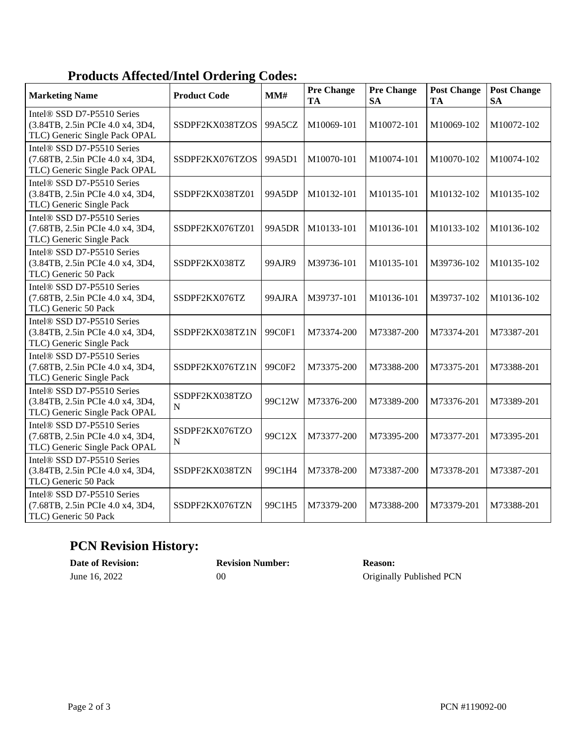## Products Affected/Intel Ordering Codes:

| Marketing Name | Product Code | MM# | Pre Change TA | Pre Change SA | Post Change TA | Post Change SA |
|---|---|---|---|---|---|---|
| Intel® SSD D7-P5510 Series (3.84TB, 2.5in PCIe 4.0 x4, 3D4, TLC) Generic Single Pack OPAL | SSDPF2KX038TZOS | 99A5CZ | M10069-101 | M10072-101 | M10069-102 | M10072-102 |
| Intel® SSD D7-P5510 Series (7.68TB, 2.5in PCIe 4.0 x4, 3D4, TLC) Generic Single Pack OPAL | SSDPF2KX076TZOS | 99A5D1 | M10070-101 | M10074-101 | M10070-102 | M10074-102 |
| Intel® SSD D7-P5510 Series (3.84TB, 2.5in PCIe 4.0 x4, 3D4, TLC) Generic Single Pack | SSDPF2KX038TZ01 | 99A5DP | M10132-101 | M10135-101 | M10132-102 | M10135-102 |
| Intel® SSD D7-P5510 Series (7.68TB, 2.5in PCIe 4.0 x4, 3D4, TLC) Generic Single Pack | SSDPF2KX076TZ01 | 99A5DR | M10133-101 | M10136-101 | M10133-102 | M10136-102 |
| Intel® SSD D7-P5510 Series (3.84TB, 2.5in PCIe 4.0 x4, 3D4, TLC) Generic 50 Pack | SSDPF2KX038TZ | 99AJR9 | M39736-101 | M10135-101 | M39736-102 | M10135-102 |
| Intel® SSD D7-P5510 Series (7.68TB, 2.5in PCIe 4.0 x4, 3D4, TLC) Generic 50 Pack | SSDPF2KX076TZ | 99AJRA | M39737-101 | M10136-101 | M39737-102 | M10136-102 |
| Intel® SSD D7-P5510 Series (3.84TB, 2.5in PCIe 4.0 x4, 3D4, TLC) Generic Single Pack | SSDPF2KX038TZ1N | 99C0F1 | M73374-200 | M73387-200 | M73374-201 | M73387-201 |
| Intel® SSD D7-P5510 Series (7.68TB, 2.5in PCIe 4.0 x4, 3D4, TLC) Generic Single Pack | SSDPF2KX076TZ1N | 99C0F2 | M73375-200 | M73388-200 | M73375-201 | M73388-201 |
| Intel® SSD D7-P5510 Series (3.84TB, 2.5in PCIe 4.0 x4, 3D4, TLC) Generic Single Pack OPAL | SSDPF2KX038TZON | 99C12W | M73376-200 | M73389-200 | M73376-201 | M73389-201 |
| Intel® SSD D7-P5510 Series (7.68TB, 2.5in PCIe 4.0 x4, 3D4, TLC) Generic Single Pack OPAL | SSDPF2KX076TZON | 99C12X | M73377-200 | M73395-200 | M73377-201 | M73395-201 |
| Intel® SSD D7-P5510 Series (3.84TB, 2.5in PCIe 4.0 x4, 3D4, TLC) Generic 50 Pack | SSDPF2KX038TZN | 99C1H4 | M73378-200 | M73387-200 | M73378-201 | M73387-201 |
| Intel® SSD D7-P5510 Series (7.68TB, 2.5in PCIe 4.0 x4, 3D4, TLC) Generic 50 Pack | SSDPF2KX076TZN | 99C1H5 | M73379-200 | M73388-200 | M73379-201 | M73388-201 |

## PCN Revision History:

| Date of Revision: | Revision Number: | Reason: |
|---|---|---|
| June 16, 2022 | 00 | Originally Published PCN |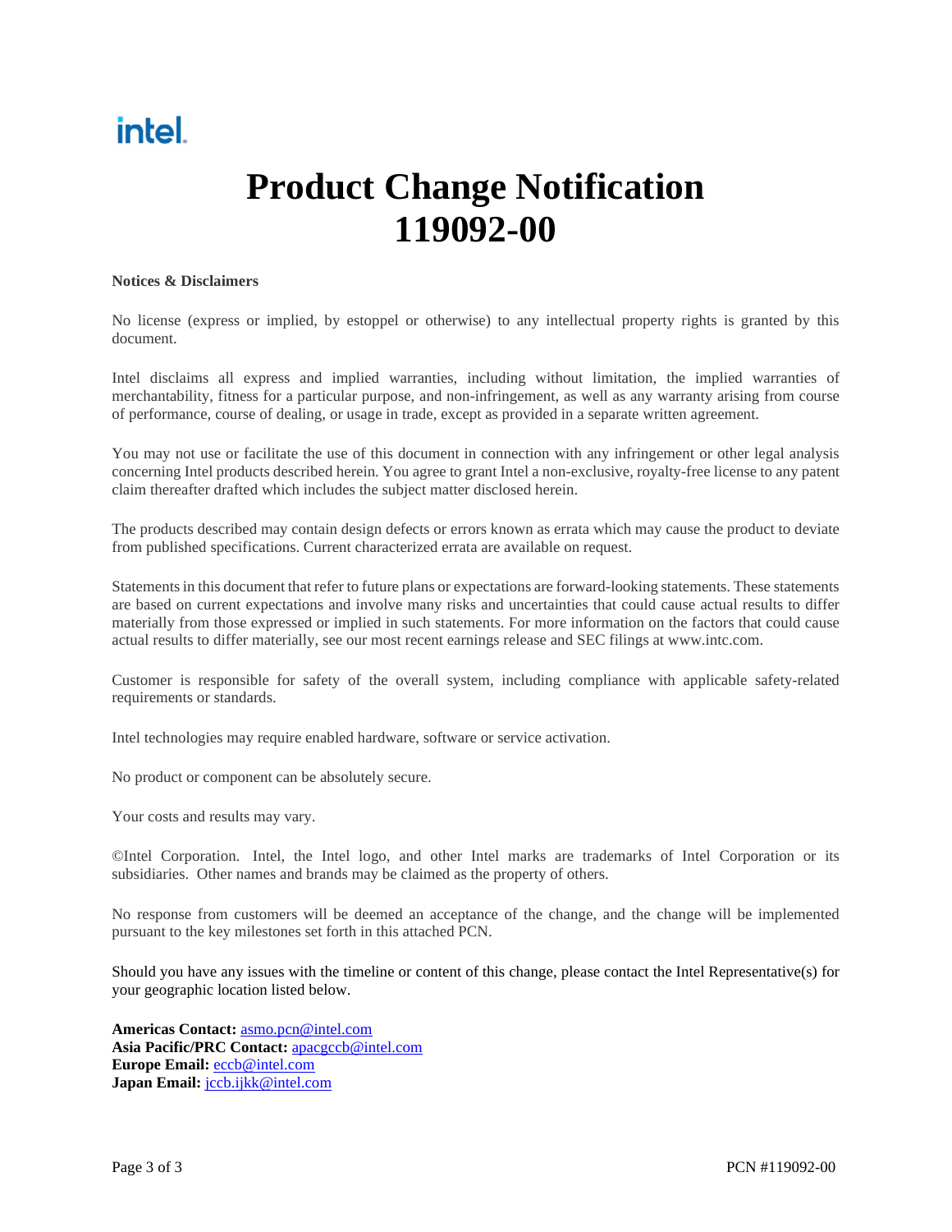intel.

# Product Change Notification 119092-00

**Notices & Disclaimers**

No license (express or implied, by estoppel or otherwise) to any intellectual property rights is granted by this document.

Intel disclaims all express and implied warranties, including without limitation, the implied warranties of merchantability, fitness for a particular purpose, and non-infringement, as well as any warranty arising from course of performance, course of dealing, or usage in trade, except as provided in a separate written agreement.

You may not use or facilitate the use of this document in connection with any infringement or other legal analysis concerning Intel products described herein. You agree to grant Intel a non-exclusive, royalty-free license to any patent claim thereafter drafted which includes the subject matter disclosed herein.

The products described may contain design defects or errors known as errata which may cause the product to deviate from published specifications. Current characterized errata are available on request.

Statements in this document that refer to future plans or expectations are forward-looking statements. These statements are based on current expectations and involve many risks and uncertainties that could cause actual results to differ materially from those expressed or implied in such statements. For more information on the factors that could cause actual results to differ materially, see our most recent earnings release and SEC filings at www.intc.com.

Customer is responsible for safety of the overall system, including compliance with applicable safety-related requirements or standards.

Intel technologies may require enabled hardware, software or service activation.

No product or component can be absolutely secure.

Your costs and results may vary.

©Intel Corporation. Intel, the Intel logo, and other Intel marks are trademarks of Intel Corporation or its subsidiaries. Other names and brands may be claimed as the property of others.

No response from customers will be deemed an acceptance of the change, and the change will be implemented pursuant to the key milestones set forth in this attached PCN.

Should you have any issues with the timeline or content of this change, please contact the Intel Representative(s) for your geographic location listed below.

**Americas Contact:** asmo.pcn@intel.com
**Asia Pacific/PRC Contact:** apacgccb@intel.com
**Europe Email:** eccb@intel.com
**Japan Email:** jccb.ijkk@intel.com